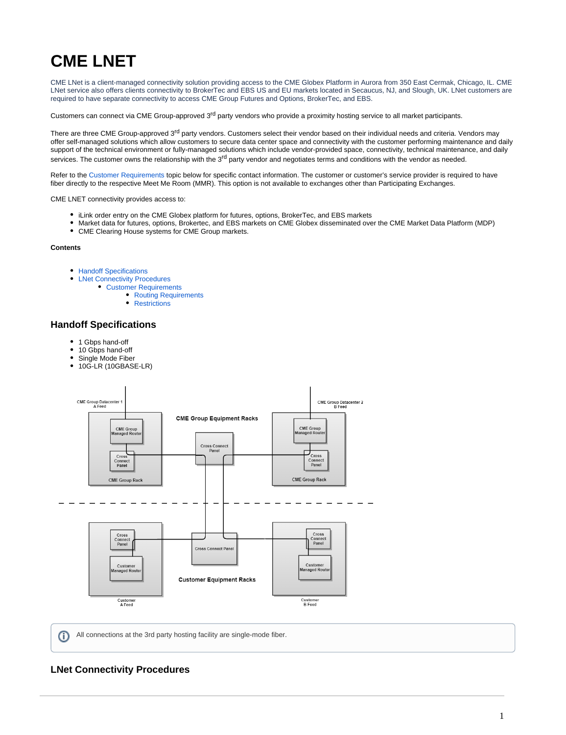# CME LNET

CME LNet is a client-managed connectivity solution providing access to the CME Globex Platform in Aurora from 350 East Cermak, Chicago, IL. CME LNet service also offers clients connectivity to BrokerTec and EBS US and EU markets located in Secaucus, NJ, and Slough, UK. LNet customers are required to have separate connectivity to access CME Group Futures and Options, BrokerTec, and EBS.

Customers can connect via CME Group-approved 3rd party vendors who provide a proximity hosting service to all market participants.

There are three CME Group-approved 3rd party vendors. Customers select their vendor based on their individual needs and criteria. Vendors may offer self-managed solutions which allow customers to secure data center space and connectivity with the customer performing maintenance and daily support of the technical environment or fully-managed solutions which include vendor-provided space, connectivity, technical maintenance, and daily services. The customer owns the relationship with the 3rd party vendor and negotiates terms and conditions with the vendor as needed.

Refer to the Customer Requirements topic below for specific contact information. The customer or customer's service provider is required to have fiber directly to the respective Meet Me Room (MMR). This option is not available to exchanges other than Participating Exchanges.

CME LNET connectivity provides access to:

- iLink order entry on the CME Globex platform for futures, options, BrokerTec, and EBS markets
- Market data for futures, options, Brokertec, and EBS markets on CME Globex disseminated over the CME Market Data Platform (MDP)
- CME Clearing House systems for CME Group markets.

**Contents**

- Handoff Specifications
- LNet Connectivity Procedures
  - Customer Requirements
    - Routing Requirements
    - Restrictions

## Handoff Specifications

- 1 Gbps hand-off
- 10 Gbps hand-off
- Single Mode Fiber
- 10G-LR (10GBASE-LR)

All connections at the 3rd party hosting facility are single-mode fiber.

## LNet Connectivity Procedures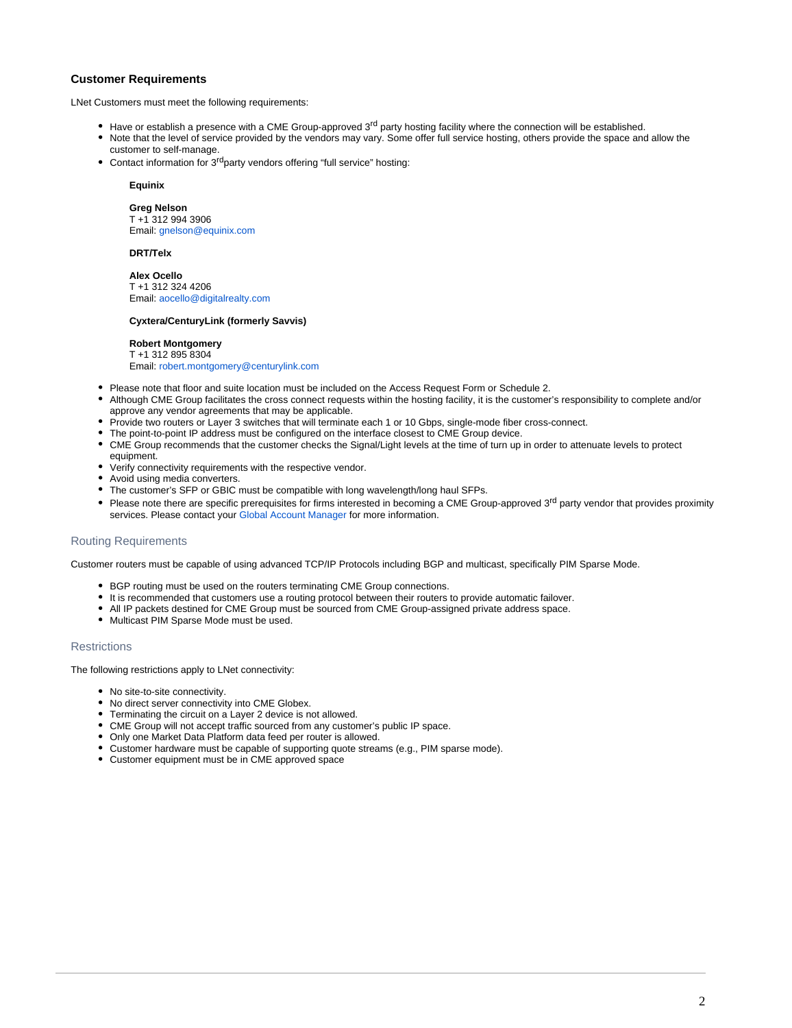### Customer Requirements

LNet Customers must meet the following requirements:

- Have or establish a presence with a CME Group-approved 3rd party hosting facility where the connection will be established.
- Note that the level of service provided by the vendors may vary. Some offer full service hosting, others provide the space and allow the customer to self-manage.
- Contact information for 3rd party vendors offering "full service" hosting:

  **Equinix**

  **Greg Nelson**
  T +1 312 994 3906
  Email: gnelson@equinix.com

  **DRT/Telx**

  **Alex Ocello**
  T +1 312 324 4206
  Email: aocello@digitalrealty.com

  **Cyxtera/CenturyLink (formerly Savvis)**

  **Robert Montgomery**
  T +1 312 895 8304
  Email: robert.montgomery@centurylink.com

- Please note that floor and suite location must be included on the Access Request Form or Schedule 2.
- Although CME Group facilitates the cross connect requests within the hosting facility, it is the customer's responsibility to complete and/or approve any vendor agreements that may be applicable.
- Provide two routers or Layer 3 switches that will terminate each 1 or 10 Gbps, single-mode fiber cross-connect.
- The point-to-point IP address must be configured on the interface closest to CME Group device.
- CME Group recommends that the customer checks the Signal/Light levels at the time of turn up in order to attenuate levels to protect equipment.
- Verify connectivity requirements with the respective vendor.
- Avoid using media converters.
- The customer's SFP or GBIC must be compatible with long wavelength/long haul SFPs.
- Please note there are specific prerequisites for firms interested in becoming a CME Group-approved 3rd party vendor that provides proximity services. Please contact your Global Account Manager for more information.

#### Routing Requirements

Customer routers must be capable of using advanced TCP/IP Protocols including BGP and multicast, specifically PIM Sparse Mode.

- BGP routing must be used on the routers terminating CME Group connections.
- It is recommended that customers use a routing protocol between their routers to provide automatic failover.
- All IP packets destined for CME Group must be sourced from CME Group-assigned private address space.
- Multicast PIM Sparse Mode must be used.

#### Restrictions

The following restrictions apply to LNet connectivity:

- No site-to-site connectivity.
- No direct server connectivity into CME Globex.
- Terminating the circuit on a Layer 2 device is not allowed.
- CME Group will not accept traffic sourced from any customer's public IP space.
- Only one Market Data Platform data feed per router is allowed.
- Customer hardware must be capable of supporting quote streams (e.g., PIM sparse mode).
- Customer equipment must be in CME approved space